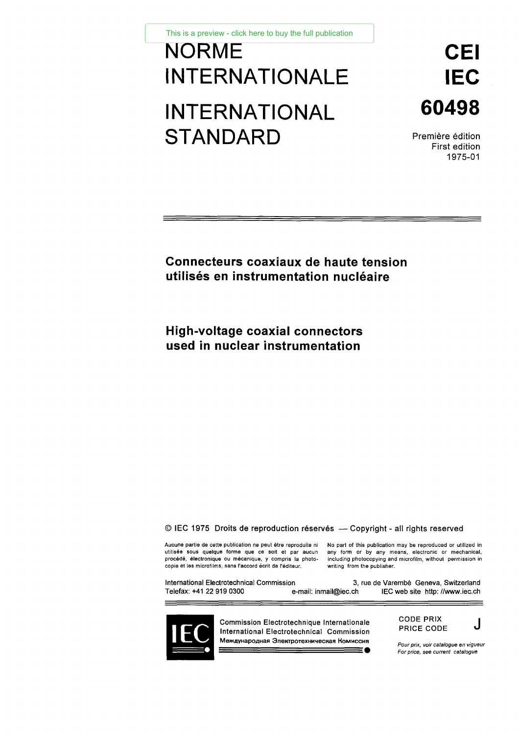# NORME INTERNATIONALE

# INTERNATIONAL STANDARD

**CEI**
**IEC**
**60498**

Première édition
First edition
1975-01

## Connecteurs coaxiaux de haute tension utilisés en instrumentation nucléaire

## High-voltage coaxial connectors used in nuclear instrumentation

© IEC 1975 Droits de reproduction réservés — Copyright - all rights reserved

Aucune partie de cette publication ne peut être reproduite ni utilisée sous quelque forme que ce soit et par aucun procédé, électronique ou mécanique, y compris la photocopie et les microfilms, sans l'accord écrit de l'éditeur.

No part of this publication may be reproduced or utilized in any form or by any means, electronic or mechanical, including photocopying and microfilm, without permission in writing from the publisher.

International Electrotechnical Commission 3, rue de Varembé Geneva, Switzerland
Telefax: +41 22 919 0300 e-mail: inmail@iec.ch IEC web site http: //www.iec.ch

Commission Electrotechnique Internationale
International Electrotechnical Commission
Международная Электротехническая Комиссия

CODE PRIX
PRICE CODE **J**

*Pour prix, voir catalogue en vigueur*
*For price, see current catalogue*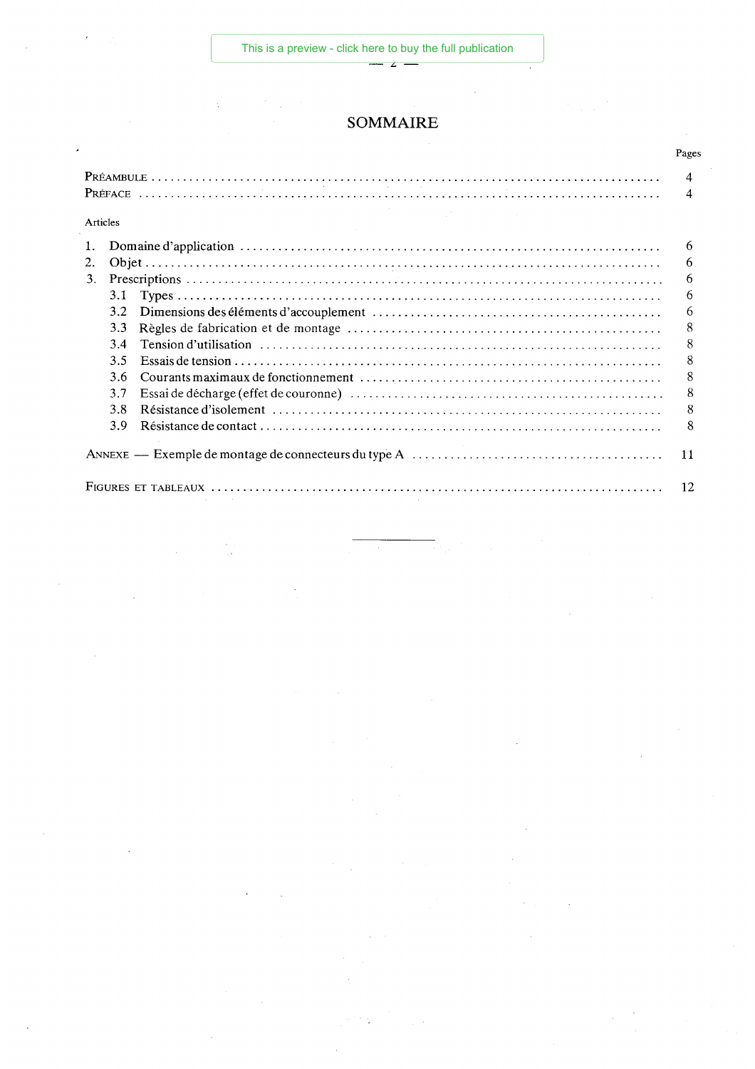# SOMMAIRE

| | Pages |
|---|---|
| PRÉAMBULE | 4 |
| PRÉFACE | 4 |

Articles

| | Pages |
|---|---|
| 1. Domaine d'application | 6 |
| 2. Objet | 6 |
| 3. Prescriptions | 6 |
| 3.1 Types | 6 |
| 3.2 Dimensions des éléments d'accouplement | 6 |
| 3.3 Règles de fabrication et de montage | 8 |
| 3.4 Tension d'utilisation | 8 |
| 3.5 Essais de tension | 8 |
| 3.6 Courants maximaux de fonctionnement | 8 |
| 3.7 Essai de décharge (effet de couronne) | 8 |
| 3.8 Résistance d'isolement | 8 |
| 3.9 Résistance de contact | 8 |
| ANNEXE — Exemple de montage de connecteurs du type A | 11 |
| FIGURES ET TABLEAUX | 12 |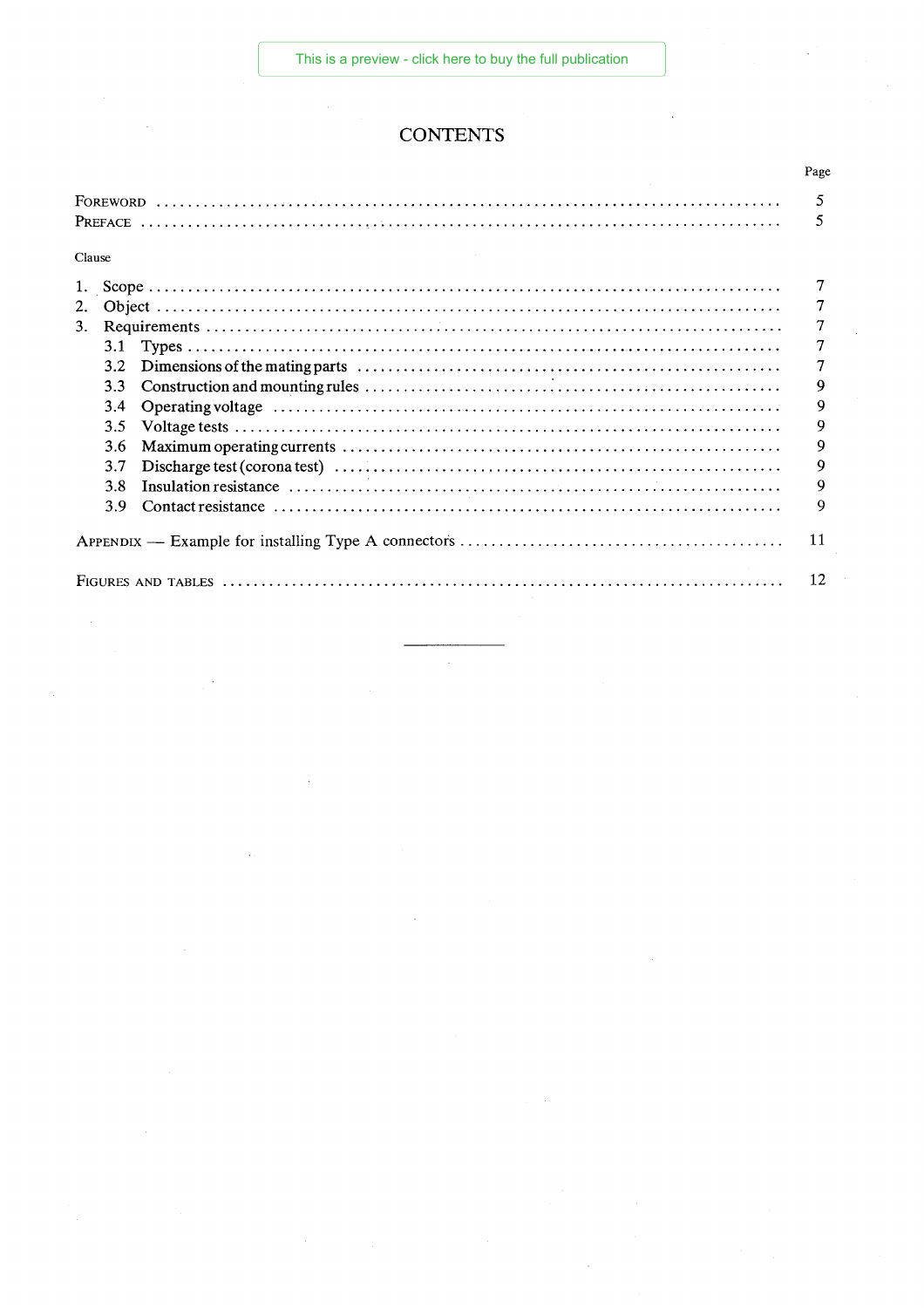# CONTENTS

| | Page |
|---|---|
| FOREWORD | 5 |
| PREFACE | 5 |

Clause

| | Page |
|---|---|
| 1. Scope | 7 |
| 2. Object | 7 |
| 3. Requirements | 7 |
| 3.1 Types | 7 |
| 3.2 Dimensions of the mating parts | 7 |
| 3.3 Construction and mounting rules | 9 |
| 3.4 Operating voltage | 9 |
| 3.5 Voltage tests | 9 |
| 3.6 Maximum operating currents | 9 |
| 3.7 Discharge test (corona test) | 9 |
| 3.8 Insulation resistance | 9 |
| 3.9 Contact resistance | 9 |
| APPENDIX — Example for installing Type A connectors | 11 |
| FIGURES AND TABLES | 12 |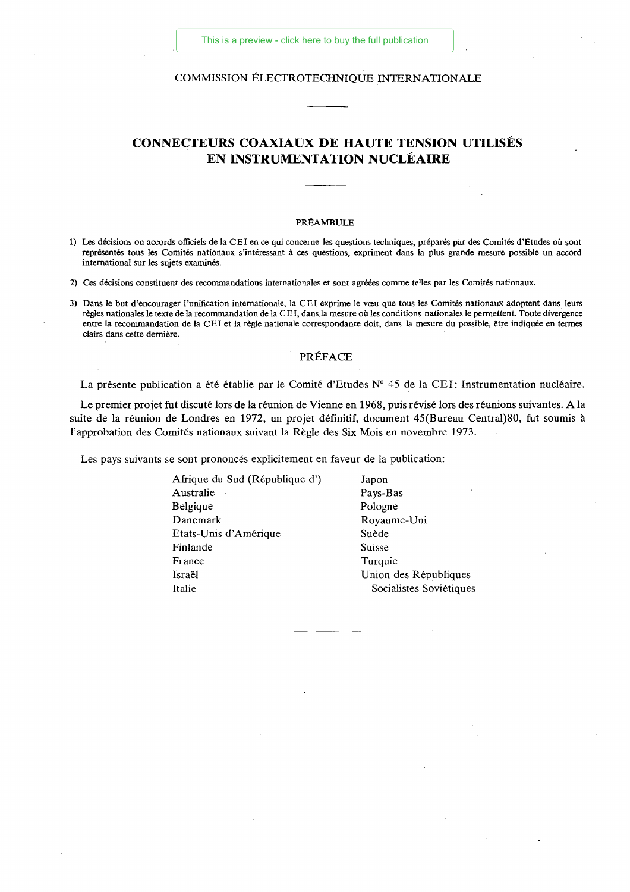COMMISSION ÉLECTROTECHNIQUE INTERNATIONALE

# CONNECTEURS COAXIAUX DE HAUTE TENSION UTILISÉS EN INSTRUMENTATION NUCLÉAIRE

## PRÉAMBULE

1) Les décisions ou accords officiels de la CEI en ce qui concerne les questions techniques, préparés par des Comités d'Etudes où sont représentés tous les Comités nationaux s'intéressant à ces questions, expriment dans la plus grande mesure possible un accord international sur les sujets examinés.

2) Ces décisions constituent des recommandations internationales et sont agréées comme telles par les Comités nationaux.

3) Dans le but d'encourager l'unification internationale, la CEI exprime le vœu que tous les Comités nationaux adoptent dans leurs règles nationales le texte de la recommandation de la CEI, dans la mesure où les conditions nationales le permettent. Toute divergence entre la recommandation de la CEI et la règle nationale correspondante doit, dans la mesure du possible, être indiquée en termes clairs dans cette dernière.

## PRÉFACE

La présente publication a été établie par le Comité d'Etudes N° 45 de la CEI: Instrumentation nucléaire.

Le premier projet fut discuté lors de la réunion de Vienne en 1968, puis révisé lors des réunions suivantes. A la suite de la réunion de Londres en 1972, un projet définitif, document 45(Bureau Central)80, fut soumis à l'approbation des Comités nationaux suivant la Règle des Six Mois en novembre 1973.

Les pays suivants se sont prononcés explicitement en faveur de la publication:

- Afrique du Sud (République d')
- Australie
- Belgique
- Danemark
- Etats-Unis d'Amérique
- Finlande
- France
- Israël
- Italie
- Japon
- Pays-Bas
- Pologne
- Royaume-Uni
- Suède
- Suisse
- Turquie
- Union des Républiques Socialistes Soviétiques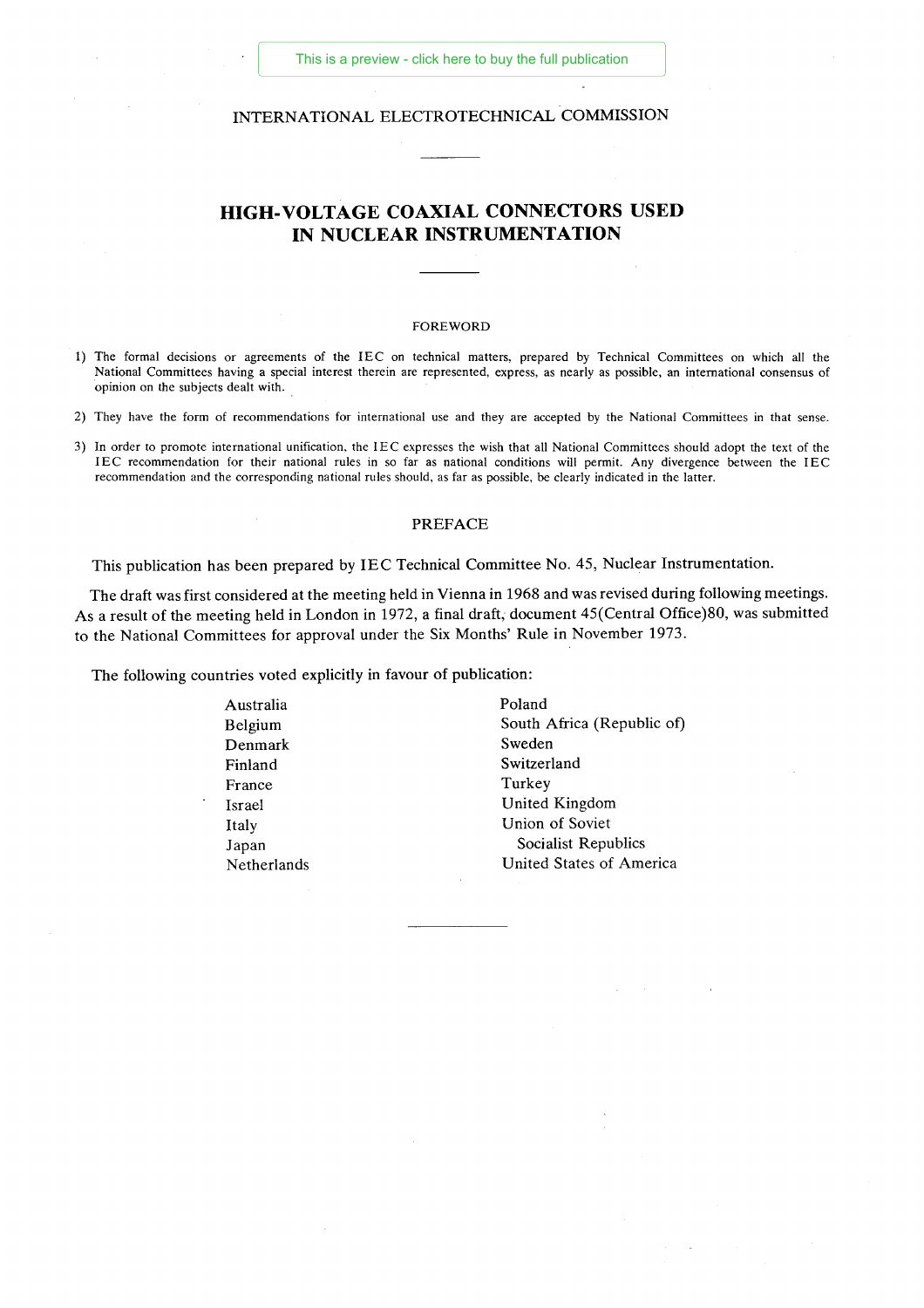INTERNATIONAL ELECTROTECHNICAL COMMISSION

# HIGH-VOLTAGE COAXIAL CONNECTORS USED IN NUCLEAR INSTRUMENTATION

## FOREWORD

1) The formal decisions or agreements of the IEC on technical matters, prepared by Technical Committees on which all the National Committees having a special interest therein are represented, express, as nearly as possible, an international consensus of opinion on the subjects dealt with.

2) They have the form of recommendations for international use and they are accepted by the National Committees in that sense.

3) In order to promote international unification, the IEC expresses the wish that all National Committees should adopt the text of the IEC recommendation for their national rules in so far as national conditions will permit. Any divergence between the IEC recommendation and the corresponding national rules should, as far as possible, be clearly indicated in the latter.

## PREFACE

This publication has been prepared by IEC Technical Committee No. 45, Nuclear Instrumentation.

The draft was first considered at the meeting held in Vienna in 1968 and was revised during following meetings. As a result of the meeting held in London in 1972, a final draft, document 45(Central Office)80, was submitted to the National Committees for approval under the Six Months' Rule in November 1973.

The following countries voted explicitly in favour of publication:

- Australia
- Belgium
- Denmark
- Finland
- France
- Israel
- Italy
- Japan
- Netherlands
- Poland
- South Africa (Republic of)
- Sweden
- Switzerland
- Turkey
- United Kingdom
- Union of Soviet Socialist Republics
- United States of America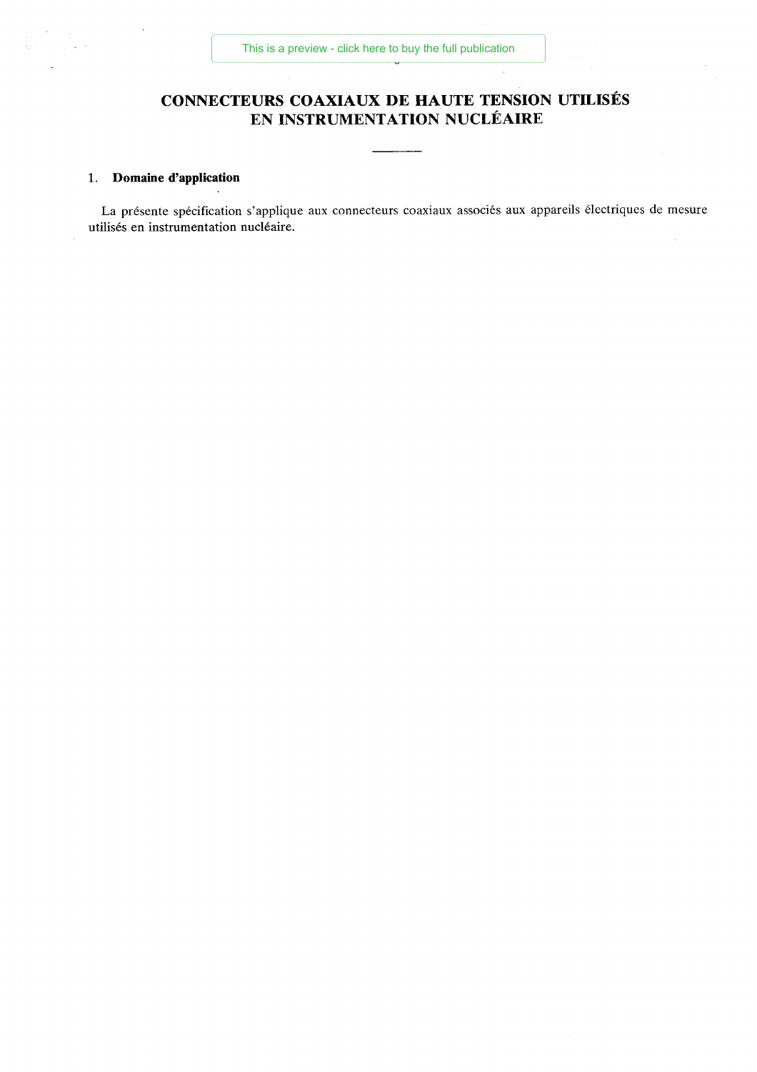# CONNECTEURS COAXIAUX DE HAUTE TENSION UTILISÉS EN INSTRUMENTATION NUCLÉAIRE

## 1. Domaine d'application

La présente spécification s'applique aux connecteurs coaxiaux associés aux appareils électriques de mesure utilisés en instrumentation nucléaire.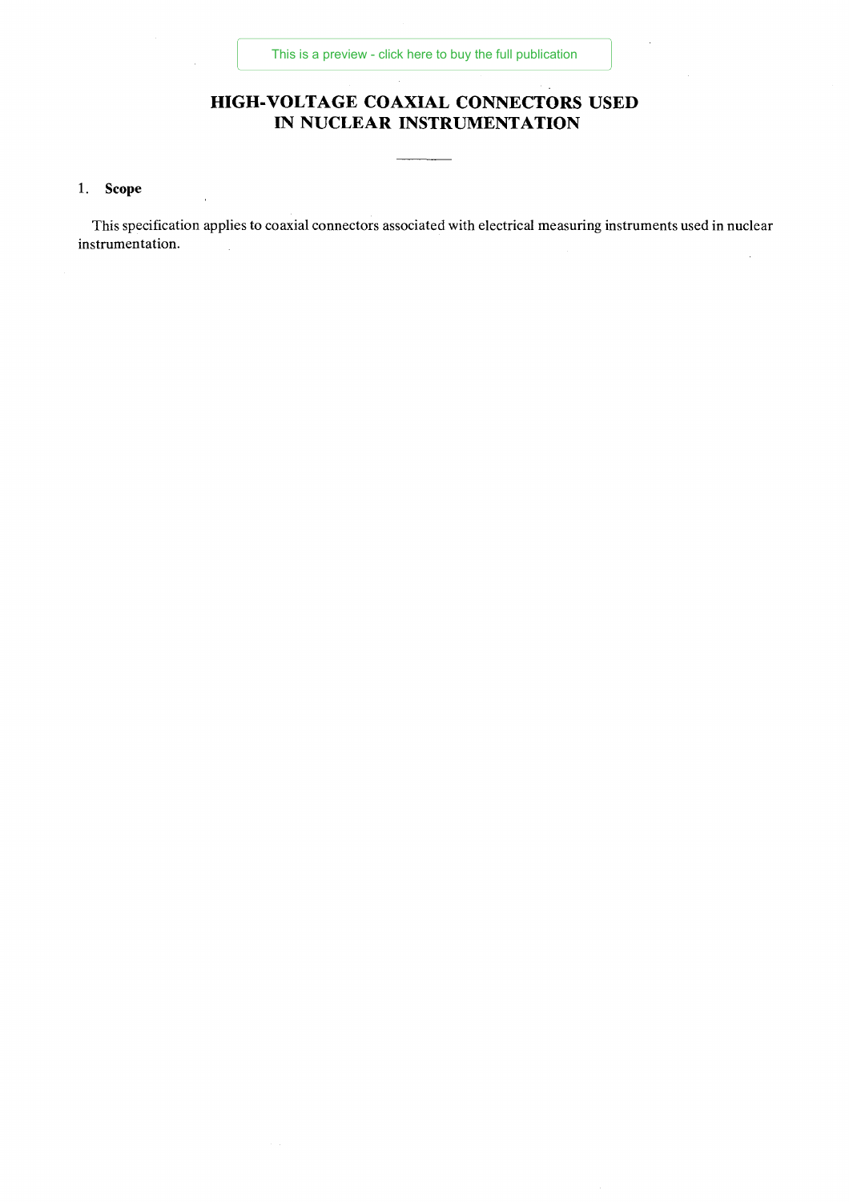# HIGH-VOLTAGE COAXIAL CONNECTORS USED IN NUCLEAR INSTRUMENTATION

## 1. Scope

This specification applies to coaxial connectors associated with electrical measuring instruments used in nuclear instrumentation.